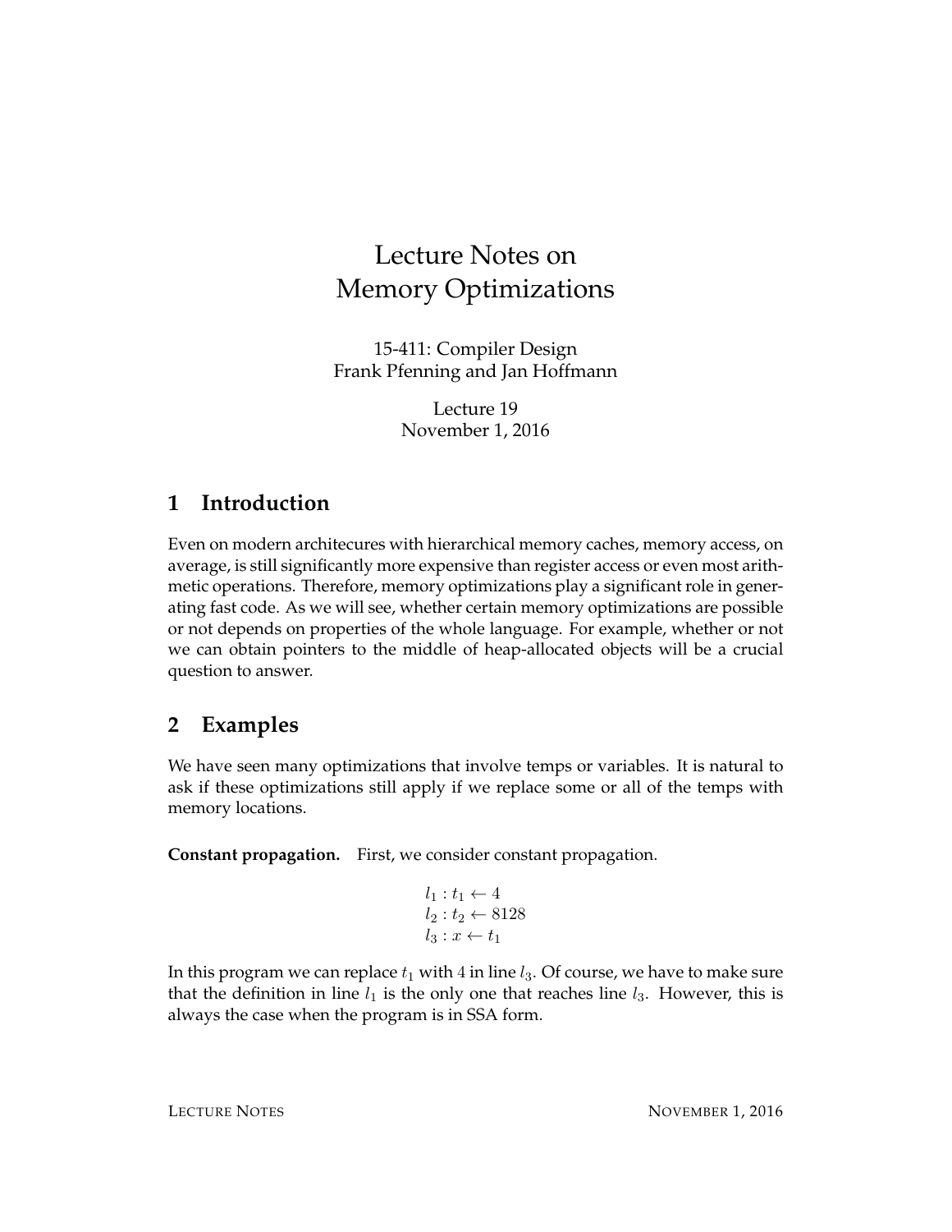# Lecture Notes on Memory Optimizations

15-411: Compiler Design
Frank Pfenning and Jan Hoffmann

Lecture 19
November 1, 2016

## 1 Introduction

Even on modern architecures with hierarchical memory caches, memory access, on average, is still significantly more expensive than register access or even most arithmetic operations. Therefore, memory optimizations play a significant role in generating fast code. As we will see, whether certain memory optimizations are possible or not depends on properties of the whole language. For example, whether or not we can obtain pointers to the middle of heap-allocated objects will be a crucial question to answer.

## 2 Examples

We have seen many optimizations that involve temps or variables. It is natural to ask if these optimizations still apply if we replace some or all of the temps with memory locations.

**Constant propagation.** First, we consider constant propagation.

$$
\begin{aligned}
&l_1 : t_1 \leftarrow 4 \\
&l_2 : t_2 \leftarrow 8128 \\
&l_3 : x \leftarrow t_1
\end{aligned}
$$

In this program we can replace $t_1$ with $4$ in line $l_3$. Of course, we have to make sure that the definition in line $l_1$ is the only one that reaches line $l_3$. However, this is always the case when the program is in SSA form.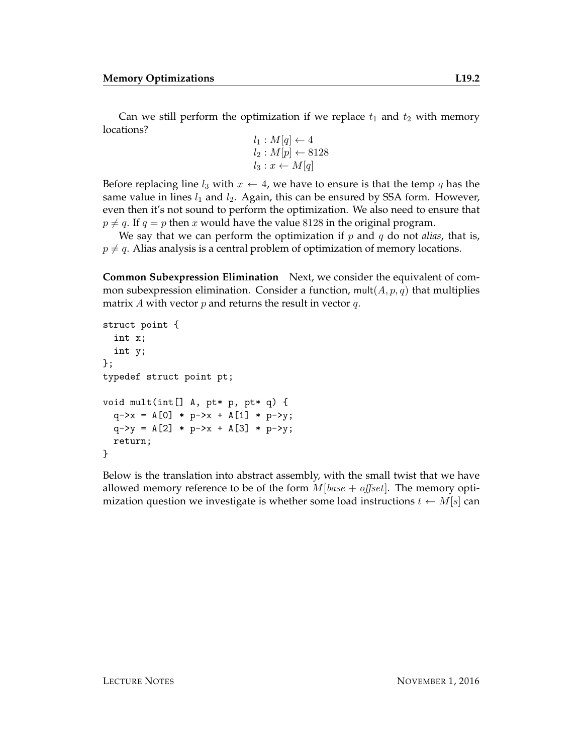Can we still perform the optimization if we replace $t_1$ and $t_2$ with memory locations?

$$
\begin{aligned}
l_1 &: M[q] \leftarrow 4 \\
l_2 &: M[p] \leftarrow 8128 \\
l_3 &: x \leftarrow M[q]
\end{aligned}
$$

Before replacing line $l_3$ with $x \leftarrow 4$, we have to ensure is that the temp $q$ has the same value in lines $l_1$ and $l_2$. Again, this can be ensured by SSA form. However, even then it's not sound to perform the optimization. We also need to ensure that $p \neq q$. If $q = p$ then $x$ would have the value $8128$ in the original program.

We say that we can perform the optimization if $p$ and $q$ do not *alias*, that is, $p \neq q$. Alias analysis is a central problem of optimization of memory locations.

**Common Subexpression Elimination** Next, we consider the equivalent of common subexpression elimination. Consider a function, $\mathsf{mult}(A, p, q)$ that multiplies matrix $A$ with vector $p$ and returns the result in vector $q$.

```
struct point {
  int x;
  int y;
};
typedef struct point pt;

void mult(int[] A, pt* p, pt* q) {
  q->x = A[0] * p->x + A[1] * p->y;
  q->y = A[2] * p->x + A[3] * p->y;
  return;
}
```

Below is the translation into abstract assembly, with the small twist that we have allowed memory reference to be of the form $M[\mathit{base} + \mathit{offset}]$. The memory optimization question we investigate is whether some load instructions $t \leftarrow M[s]$ can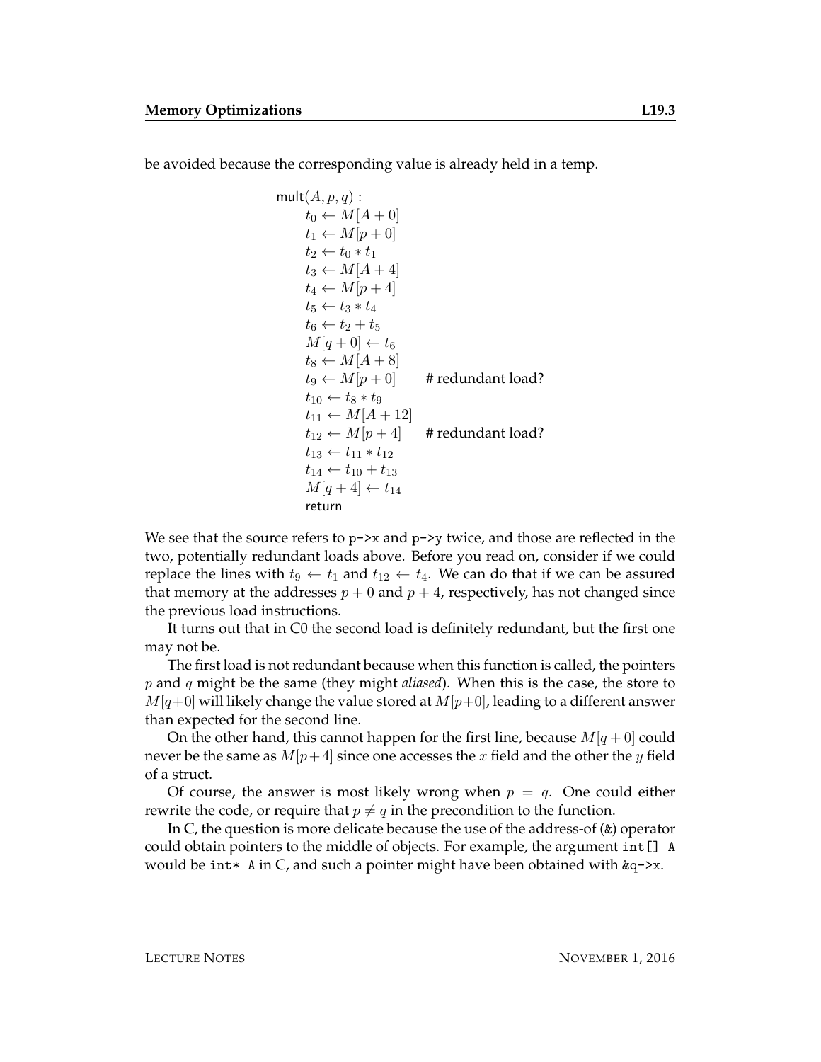be avoided because the corresponding value is already held in a temp.

$$
\begin{array}{ll}
\mathsf{mult}(A, p, q): & \\
\quad t_0 \leftarrow M[A + 0] & \\
\quad t_1 \leftarrow M[p + 0] & \\
\quad t_2 \leftarrow t_0 * t_1 & \\
\quad t_3 \leftarrow M[A + 4] & \\
\quad t_4 \leftarrow M[p + 4] & \\
\quad t_5 \leftarrow t_3 * t_4 & \\
\quad t_6 \leftarrow t_2 + t_5 & \\
\quad M[q + 0] \leftarrow t_6 & \\
\quad t_8 \leftarrow M[A + 8] & \\
\quad t_9 \leftarrow M[p + 0] & \text{\# redundant load?} \\
\quad t_{10} \leftarrow t_8 * t_9 & \\
\quad t_{11} \leftarrow M[A + 12] & \\
\quad t_{12} \leftarrow M[p + 4] & \text{\# redundant load?} \\
\quad t_{13} \leftarrow t_{11} * t_{12} & \\
\quad t_{14} \leftarrow t_{10} + t_{13} & \\
\quad M[q + 4] \leftarrow t_{14} & \\
\quad \mathsf{return} &
\end{array}
$$

We see that the source refers to `p->x` and `p->y` twice, and those are reflected in the two, potentially redundant loads above. Before you read on, consider if we could replace the lines with $t_9 \leftarrow t_1$ and $t_{12} \leftarrow t_4$. We can do that if we can be assured that memory at the addresses $p + 0$ and $p + 4$, respectively, has not changed since the previous load instructions.

It turns out that in C0 the second load is definitely redundant, but the first one may not be.

The first load is not redundant because when this function is called, the pointers $p$ and $q$ might be the same (they might *aliased*). When this is the case, the store to $M[q+0]$ will likely change the value stored at $M[p+0]$, leading to a different answer than expected for the second line.

On the other hand, this cannot happen for the first line, because $M[q + 0]$ could never be the same as $M[p+4]$ since one accesses the $x$ field and the other the $y$ field of a struct.

Of course, the answer is most likely wrong when $p = q$. One could either rewrite the code, or require that $p \neq q$ in the precondition to the function.

In C, the question is more delicate because the use of the address-of (`&`) operator could obtain pointers to the middle of objects. For example, the argument `int[] A` would be `int* A` in C, and such a pointer might have been obtained with `&q->x`.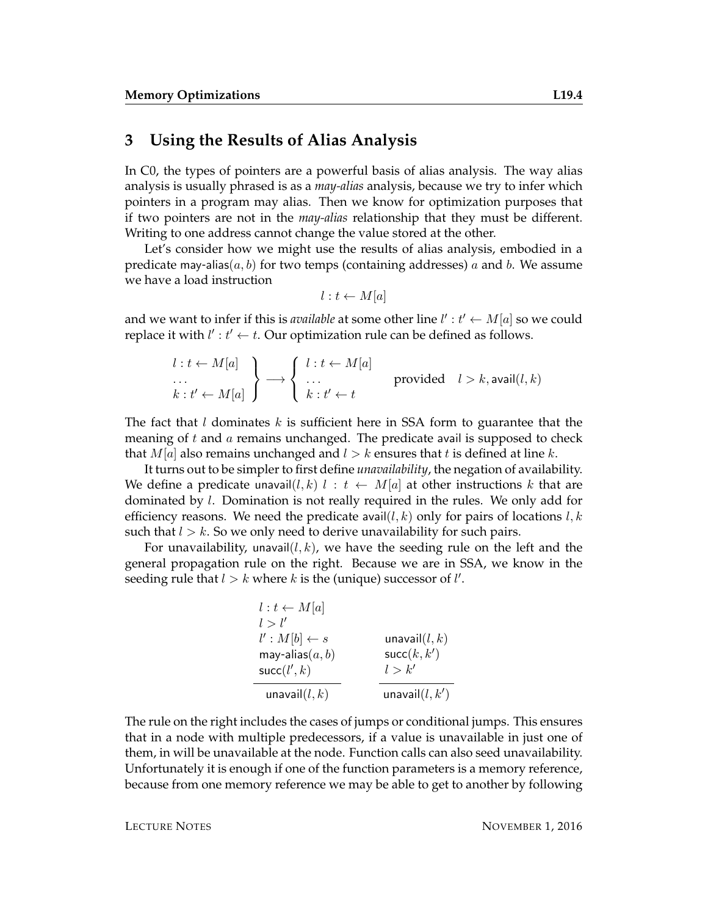## 3 Using the Results of Alias Analysis

In C0, the types of pointers are a powerful basis of alias analysis. The way alias analysis is usually phrased is as a *may-alias* analysis, because we try to infer which pointers in a program may alias. Then we know for optimization purposes that if two pointers are not in the *may-alias* relationship that they must be different. Writing to one address cannot change the value stored at the other.

Let's consider how we might use the results of alias analysis, embodied in a predicate may-alias$(a, b)$ for two temps (containing addresses) $a$ and $b$. We assume we have a load instruction

$$l : t \leftarrow M[a]$$

and we want to infer if this is *available* at some other line $l' : t' \leftarrow M[a]$ so we could replace it with $l' : t' \leftarrow t$. Our optimization rule can be defined as follows.

$$\left.\begin{array}{l} l : t \leftarrow M[a] \\ \ldots \\ k : t' \leftarrow M[a] \end{array}\right\} \longrightarrow \left\{\begin{array}{l} l : t \leftarrow M[a] \\ \ldots \\ k : t' \leftarrow t \end{array}\right. \qquad \text{provided} \quad l > k, \mathsf{avail}(l, k)$$

The fact that $l$ dominates $k$ is sufficient here in SSA form to guarantee that the meaning of $t$ and $a$ remains unchanged. The predicate avail is supposed to check that $M[a]$ also remains unchanged and $l > k$ ensures that $t$ is defined at line $k$.

It turns out to be simpler to first define *unavailability*, the negation of availability. We define a predicate unavail$(l, k)$ $l : t \leftarrow M[a]$ at other instructions $k$ that are dominated by $l$. Domination is not really required in the rules. We only add for efficiency reasons. We need the predicate avail$(l, k)$ only for pairs of locations $l, k$ such that $l > k$. So we only need to derive unavailability for such pairs.

For unavailability, unavail$(l, k)$, we have the seeding rule on the left and the general propagation rule on the right. Because we are in SSA, we know in the seeding rule that $l > k$ where $k$ is the (unique) successor of $l'$.

$$\frac{\begin{array}{l} l : t \leftarrow M[a] \\ l > l' \\ l' : M[b] \leftarrow s \\ \mathsf{may\text{-}alias}(a, b) \\ \mathsf{succ}(l', k) \end{array}}{\mathsf{unavail}(l, k)} \qquad \frac{\begin{array}{l} \mathsf{unavail}(l, k) \\ \mathsf{succ}(k, k') \\ l > k' \end{array}}{\mathsf{unavail}(l, k')}$$

The rule on the right includes the cases of jumps or conditional jumps. This ensures that in a node with multiple predecessors, if a value is unavailable in just one of them, in will be unavailable at the node. Function calls can also seed unavailability. Unfortunately it is enough if one of the function parameters is a memory reference, because from one memory reference we may be able to get to another by following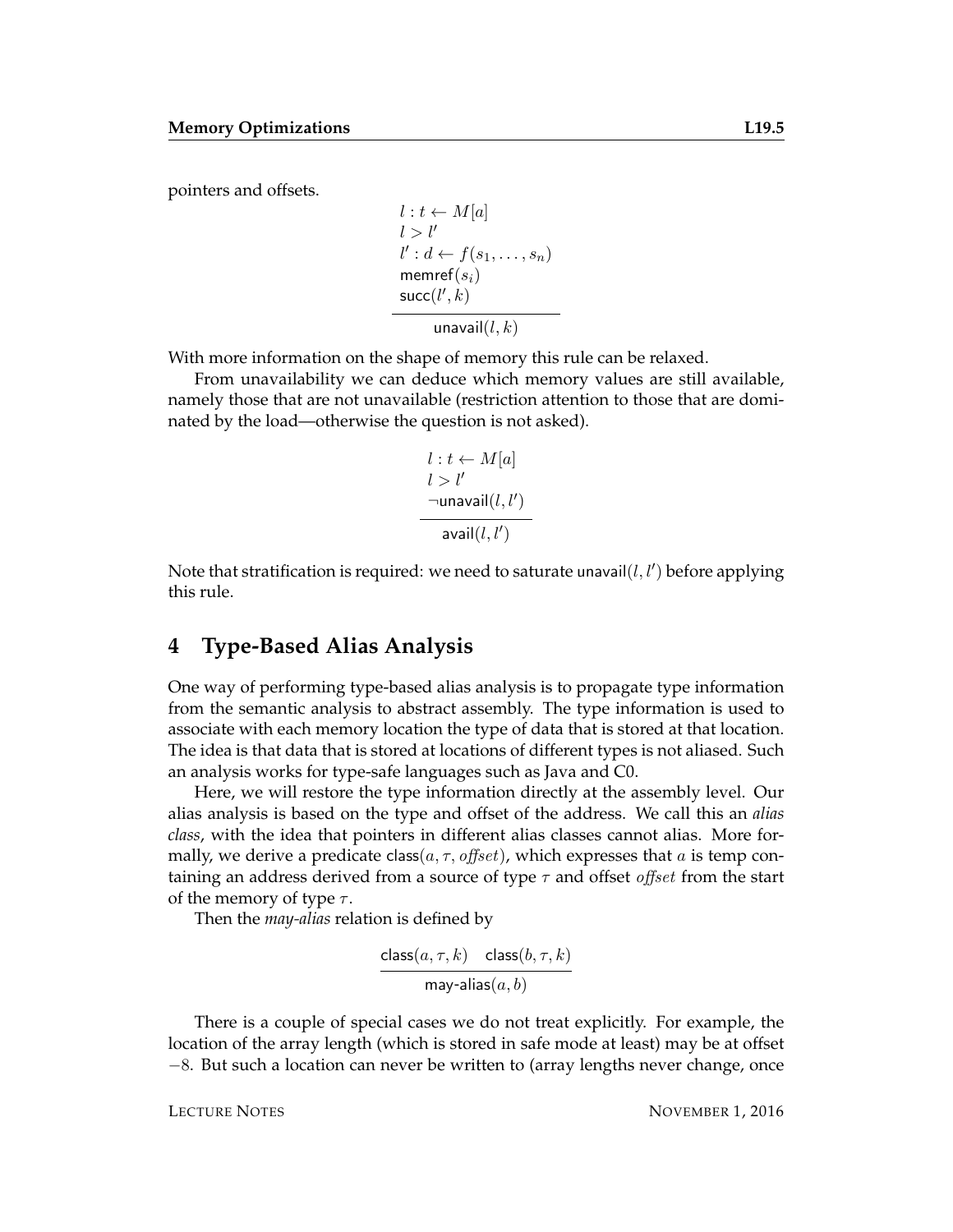pointers and offsets.

$$\frac{\begin{array}{l} l : t \leftarrow M[a] \\ l > l' \\ l' : d \leftarrow f(s_1, \ldots, s_n) \\ \mathsf{memref}(s_i) \\ \mathsf{succ}(l', k) \end{array}}{\mathsf{unavail}(l, k)}$$

With more information on the shape of memory this rule can be relaxed.

From unavailability we can deduce which memory values are still available, namely those that are not unavailable (restriction attention to those that are dominated by the load—otherwise the question is not asked).

$$\frac{\begin{array}{l} l : t \leftarrow M[a] \\ l > l' \\ \neg\mathsf{unavail}(l, l') \end{array}}{\mathsf{avail}(l, l')}$$

Note that stratification is required: we need to saturate $\mathsf{unavail}(l, l')$ before applying this rule.

## 4 Type-Based Alias Analysis

One way of performing type-based alias analysis is to propagate type information from the semantic analysis to abstract assembly. The type information is used to associate with each memory location the type of data that is stored at that location. The idea is that data that is stored at locations of different types is not aliased. Such an analysis works for type-safe languages such as Java and C0.

Here, we will restore the type information directly at the assembly level. Our alias analysis is based on the type and offset of the address. We call this an *alias class*, with the idea that pointers in different alias classes cannot alias. More formally, we derive a predicate $\mathsf{class}(a, \tau, \mathit{offset})$, which expresses that $a$ is temp containing an address derived from a source of type $\tau$ and offset $\mathit{offset}$ from the start of the memory of type $\tau$.

Then the *may-alias* relation is defined by

$$\frac{\mathsf{class}(a, \tau, k) \quad \mathsf{class}(b, \tau, k)}{\mathsf{may\text{-}alias}(a, b)}$$

There is a couple of special cases we do not treat explicitly. For example, the location of the array length (which is stored in safe mode at least) may be at offset $-8$. But such a location can never be written to (array lengths never change, once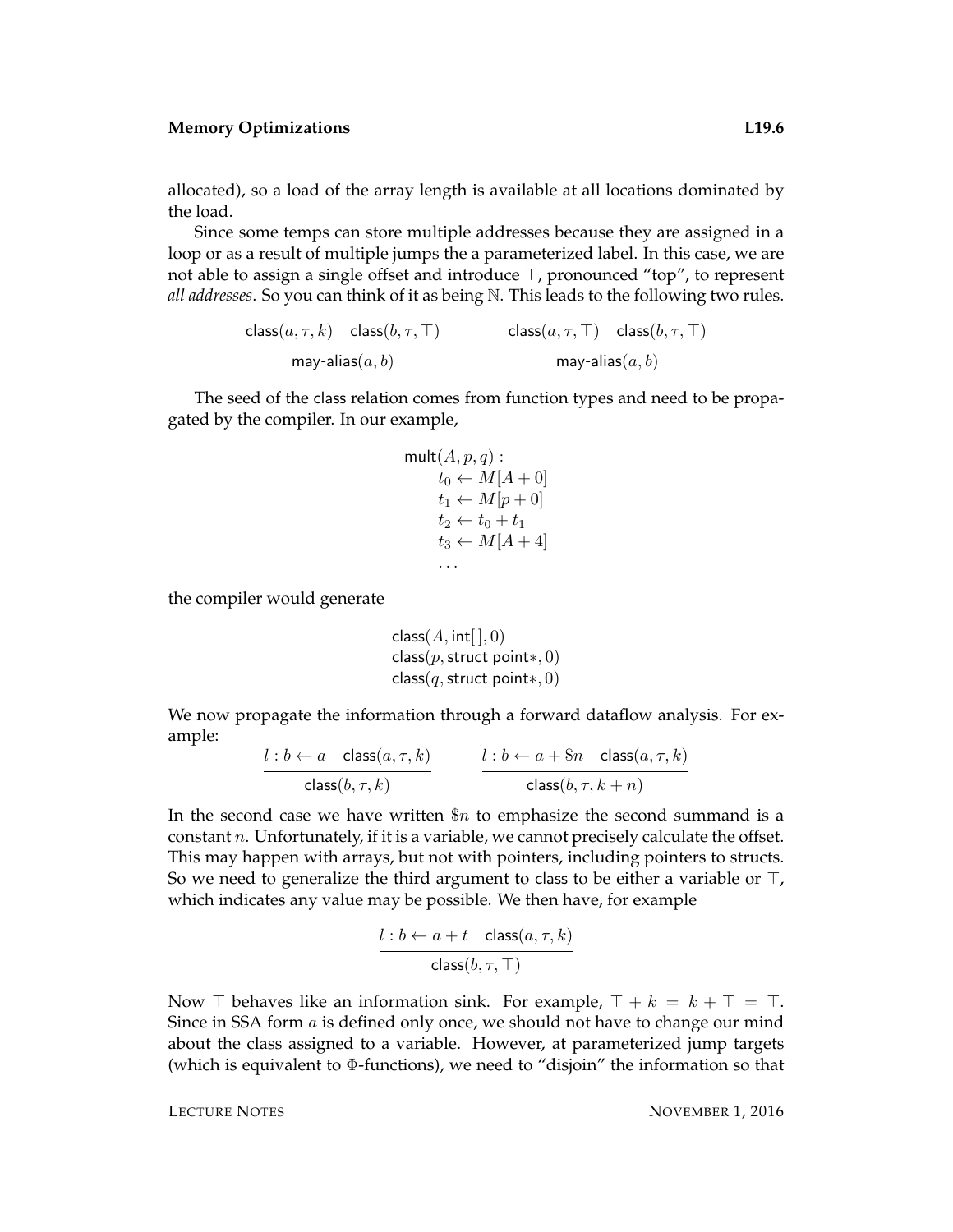allocated), so a load of the array length is available at all locations dominated by the load.

Since some temps can store multiple addresses because they are assigned in a loop or as a result of multiple jumps the a parameterized label. In this case, we are not able to assign a single offset and introduce $\top$, pronounced "top", to represent *all addresses*. So you can think of it as being $\mathbb{N}$. This leads to the following two rules.

$$\frac{\mathsf{class}(a, \tau, k) \quad \mathsf{class}(b, \tau, \top)}{\mathsf{may\text{-}alias}(a, b)} \qquad \frac{\mathsf{class}(a, \tau, \top) \quad \mathsf{class}(b, \tau, \top)}{\mathsf{may\text{-}alias}(a, b)}$$

The seed of the class relation comes from function types and need to be propagated by the compiler. In our example,

$$\begin{array}{l} \mathsf{mult}(A, p, q): \\ \quad t_0 \leftarrow M[A + 0] \\ \quad t_1 \leftarrow M[p + 0] \\ \quad t_2 \leftarrow t_0 + t_1 \\ \quad t_3 \leftarrow M[A + 4] \\ \quad \ldots \end{array}$$

the compiler would generate

$$\begin{array}{l} \mathsf{class}(A, \mathsf{int}[\,], 0) \\ \mathsf{class}(p, \mathsf{struct\ point}*, 0) \\ \mathsf{class}(q, \mathsf{struct\ point}*, 0) \end{array}$$

We now propagate the information through a forward dataflow analysis. For example:

$$\frac{l : b \leftarrow a \quad \mathsf{class}(a, \tau, k)}{\mathsf{class}(b, \tau, k)} \qquad \frac{l : b \leftarrow a + \$n \quad \mathsf{class}(a, \tau, k)}{\mathsf{class}(b, \tau, k + n)}$$

In the second case we have written $\$n$ to emphasize the second summand is a constant $n$. Unfortunately, if it is a variable, we cannot precisely calculate the offset. This may happen with arrays, but not with pointers, including pointers to structs. So we need to generalize the third argument to class to be either a variable or $\top$, which indicates any value may be possible. We then have, for example

$$\frac{l : b \leftarrow a + t \quad \mathsf{class}(a, \tau, k)}{\mathsf{class}(b, \tau, \top)}$$

Now $\top$ behaves like an information sink. For example, $\top + k = k + \top = \top$. Since in SSA form $a$ is defined only once, we should not have to change our mind about the class assigned to a variable. However, at parameterized jump targets (which is equivalent to $\Phi$-functions), we need to "disjoin" the information so that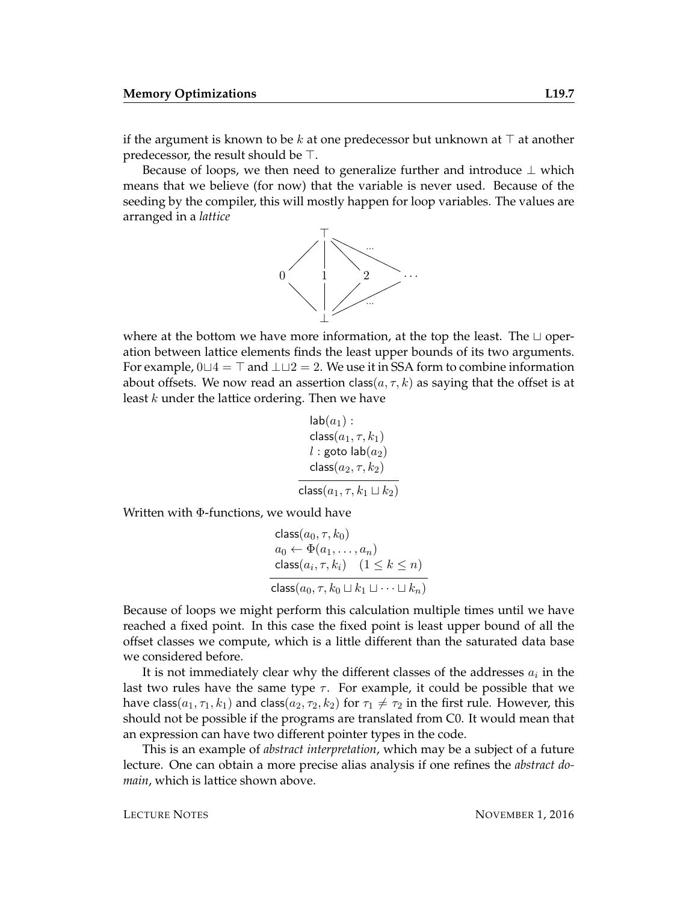if the argument is known to be $k$ at one predecessor but unknown at $\top$ at another predecessor, the result should be $\top$.

Because of loops, we then need to generalize further and introduce $\bot$ which means that we believe (for now) that the variable is never used. Because of the seeding by the compiler, this will mostly happen for loop variables. The values are arranged in a *lattice*

```
            ⊤
         /  |  \   ...
        /   |   \        \
       0    1    2   ...  ...
        \   |   /        /
         \  |  /   ...
            ⊥
```

where at the bottom we have more information, at the top the least. The $\sqcup$ operation between lattice elements finds the least upper bounds of its two arguments. For example, $0 \sqcup 4 = \top$ and $\bot \sqcup 2 = 2$. We use it in SSA form to combine information about offsets. We now read an assertion $\mathsf{class}(a, \tau, k)$ as saying that the offset is at least $k$ under the lattice ordering. Then we have

$$
\frac{\begin{array}{l}\mathsf{lab}(a_1) : \\ \mathsf{class}(a_1, \tau, k_1) \\ l : \mathsf{goto}\ \mathsf{lab}(a_2) \\ \mathsf{class}(a_2, \tau, k_2)\end{array}}{\mathsf{class}(a_1, \tau, k_1 \sqcup k_2)}
$$

Written with $\Phi$-functions, we would have

$$
\frac{\begin{array}{l}\mathsf{class}(a_0, \tau, k_0) \\ a_0 \leftarrow \Phi(a_1, \ldots, a_n) \\ \mathsf{class}(a_i, \tau, k_i) \quad (1 \leq k \leq n)\end{array}}{\mathsf{class}(a_0, \tau, k_0 \sqcup k_1 \sqcup \cdots \sqcup k_n)}
$$

Because of loops we might perform this calculation multiple times until we have reached a fixed point. In this case the fixed point is least upper bound of all the offset classes we compute, which is a little different than the saturated data base we considered before.

It is not immediately clear why the different classes of the addresses $a_i$ in the last two rules have the same type $\tau$. For example, it could be possible that we have $\mathsf{class}(a_1, \tau_1, k_1)$ and $\mathsf{class}(a_2, \tau_2, k_2)$ for $\tau_1 \neq \tau_2$ in the first rule. However, this should not be possible if the programs are translated from C0. It would mean that an expression can have two different pointer types in the code.

This is an example of *abstract interpretation*, which may be a subject of a future lecture. One can obtain a more precise alias analysis if one refines the *abstract domain*, which is lattice shown above.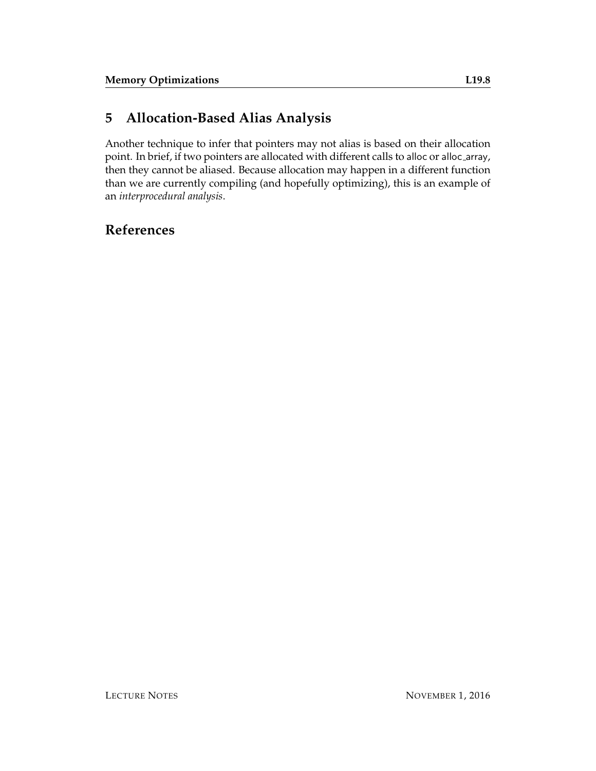## 5 Allocation-Based Alias Analysis

Another technique to infer that pointers may not alias is based on their allocation point. In brief, if two pointers are allocated with different calls to alloc or alloc_array, then they cannot be aliased. Because allocation may happen in a different function than we are currently compiling (and hopefully optimizing), this is an example of an *interprocedural analysis*.

## References